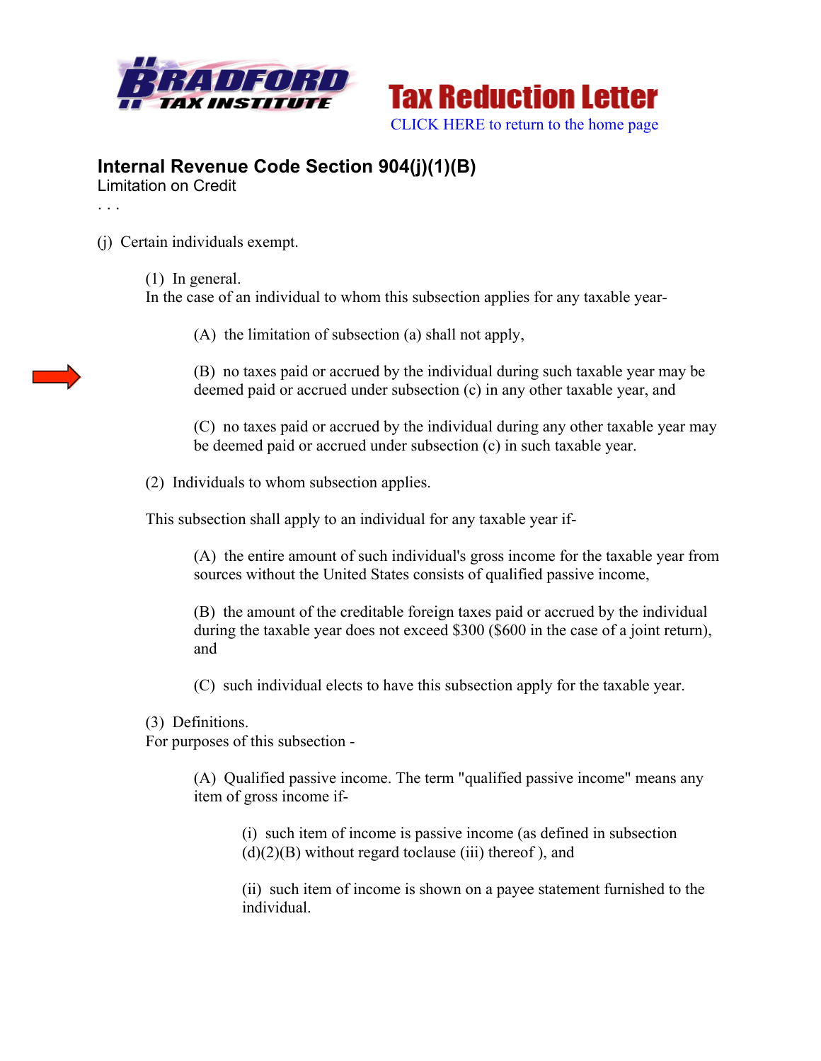Bradford Tax Institute

# Tax Reduction Letter

CLICK HERE to return to the home page

## Internal Revenue Code Section 904(j)(1)(B)

Limitation on Credit

. . .

(j) Certain individuals exempt.

(1) In general.
In the case of an individual to whom this subsection applies for any taxable year-

(A) the limitation of subsection (a) shall not apply,

(B) no taxes paid or accrued by the individual during such taxable year may be deemed paid or accrued under subsection (c) in any other taxable year, and

(C) no taxes paid or accrued by the individual during any other taxable year may be deemed paid or accrued under subsection (c) in such taxable year.

(2) Individuals to whom subsection applies.

This subsection shall apply to an individual for any taxable year if-

(A) the entire amount of such individual's gross income for the taxable year from sources without the United States consists of qualified passive income,

(B) the amount of the creditable foreign taxes paid or accrued by the individual during the taxable year does not exceed $300 ($600 in the case of a joint return), and

(C) such individual elects to have this subsection apply for the taxable year.

(3) Definitions.
For purposes of this subsection -

(A) Qualified passive income. The term "qualified passive income" means any item of gross income if-

(i) such item of income is passive income (as defined in subsection (d)(2)(B) without regard toclause (iii) thereof ), and

(ii) such item of income is shown on a payee statement furnished to the individual.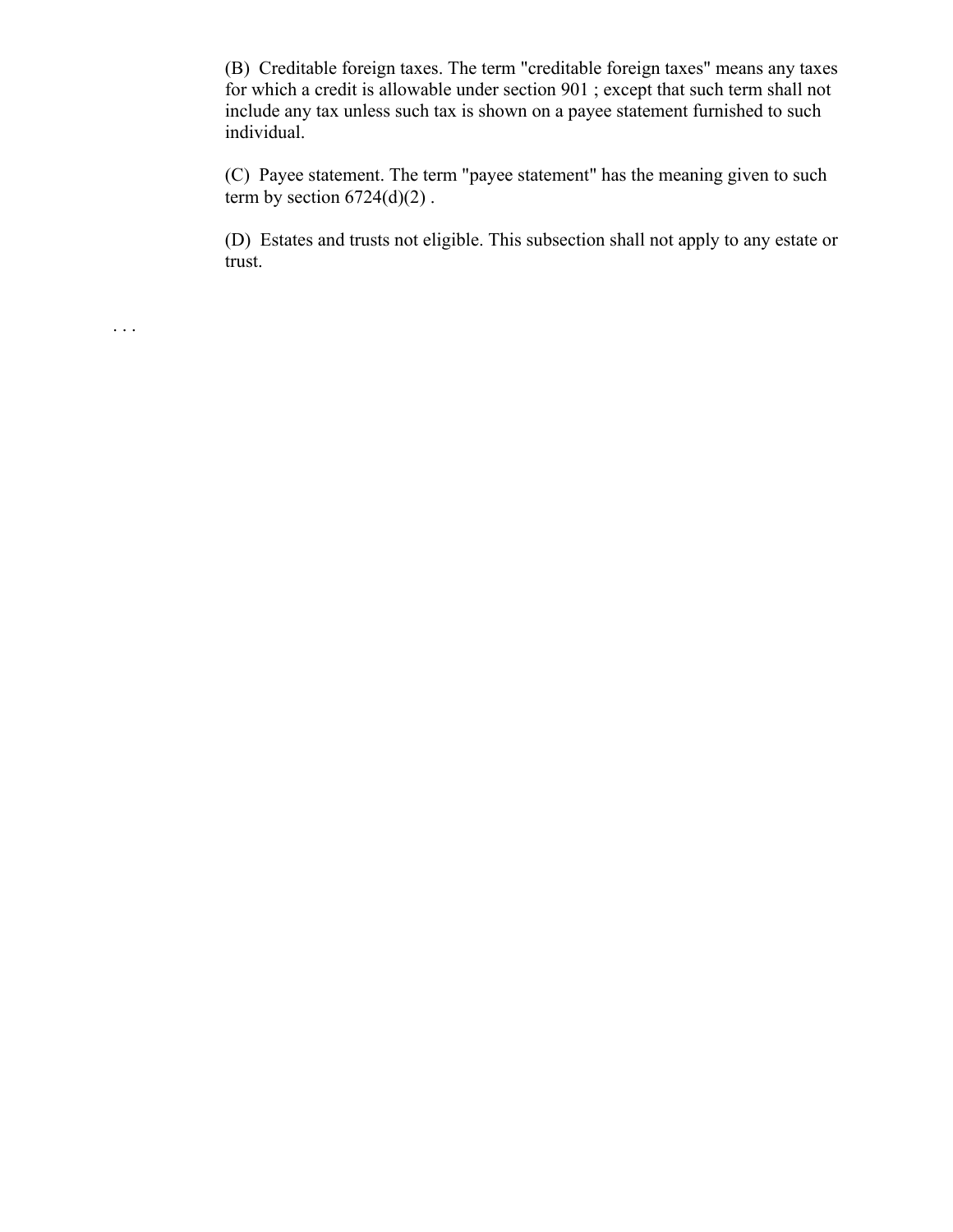(B) Creditable foreign taxes. The term "creditable foreign taxes" means any taxes for which a credit is allowable under section 901 ; except that such term shall not include any tax unless such tax is shown on a payee statement furnished to such individual.

(C) Payee statement. The term "payee statement" has the meaning given to such term by section 6724(d)(2) .

(D) Estates and trusts not eligible. This subsection shall not apply to any estate or trust.

. . .